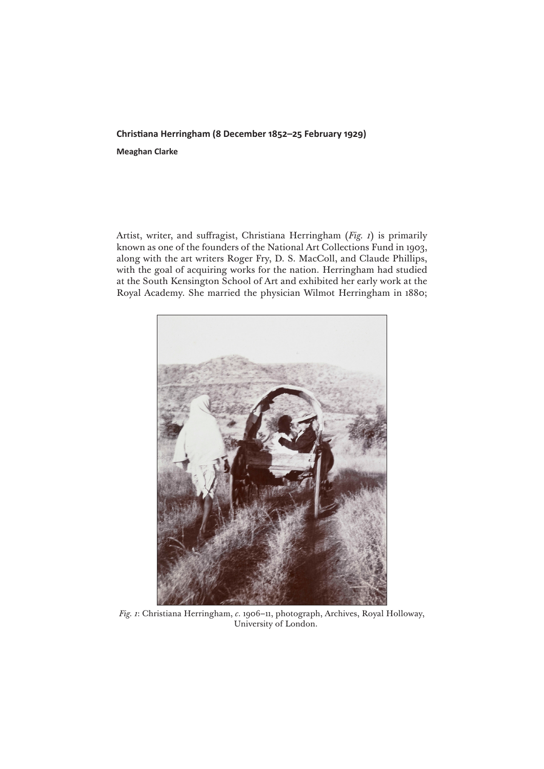**Christiana Herringham (8 December 1852–25 February 1929)**

**Meaghan Clarke**

Artist, writer, and suffragist, Christiana Herringham (*Fig. 1*) is primarily known as one of the founders of the National Art Collections Fund in 1903, along with the art writers Roger Fry, D. S. MacColl, and Claude Phillips, with the goal of acquiring works for the nation. Herringham had studied at the South Kensington School of Art and exhibited her early work at the Royal Academy. She married the physician Wilmot Herringham in 1880;

*Fig. 1*: Christiana Herringham, *c.* 1906–11, photograph, Archives, Royal Holloway, University of London.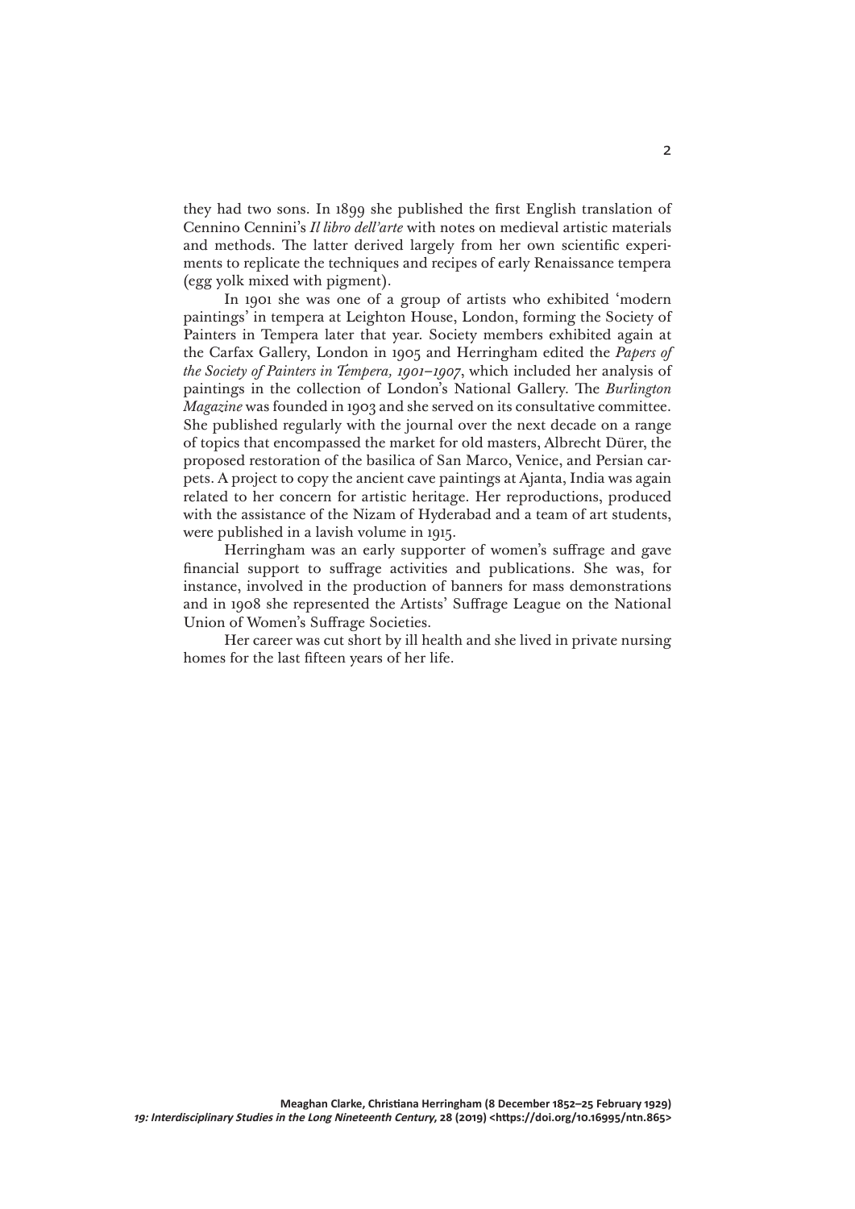they had two sons. In 1899 she published the first English translation of Cennino Cennini's *Il libro dell'arte* with notes on medieval artistic materials and methods. The latter derived largely from her own scientific experiments to replicate the techniques and recipes of early Renaissance tempera (egg yolk mixed with pigment).

In 1901 she was one of a group of artists who exhibited 'modern paintings' in tempera at Leighton House, London, forming the Society of Painters in Tempera later that year. Society members exhibited again at the Carfax Gallery, London in 1905 and Herringham edited the *Papers of the Society of Painters in Tempera, 1901–1907*, which included her analysis of paintings in the collection of London's National Gallery. The *Burlington Magazine* was founded in 1903 and she served on its consultative committee. She published regularly with the journal over the next decade on a range of topics that encompassed the market for old masters, Albrecht Dürer, the proposed restoration of the basilica of San Marco, Venice, and Persian carpets. A project to copy the ancient cave paintings at Ajanta, India was again related to her concern for artistic heritage. Her reproductions, produced with the assistance of the Nizam of Hyderabad and a team of art students, were published in a lavish volume in 1915.

Herringham was an early supporter of women's suffrage and gave financial support to suffrage activities and publications. She was, for instance, involved in the production of banners for mass demonstrations and in 1908 she represented the Artists' Suffrage League on the National Union of Women's Suffrage Societies.

Her career was cut short by ill health and she lived in private nursing homes for the last fifteen years of her life.